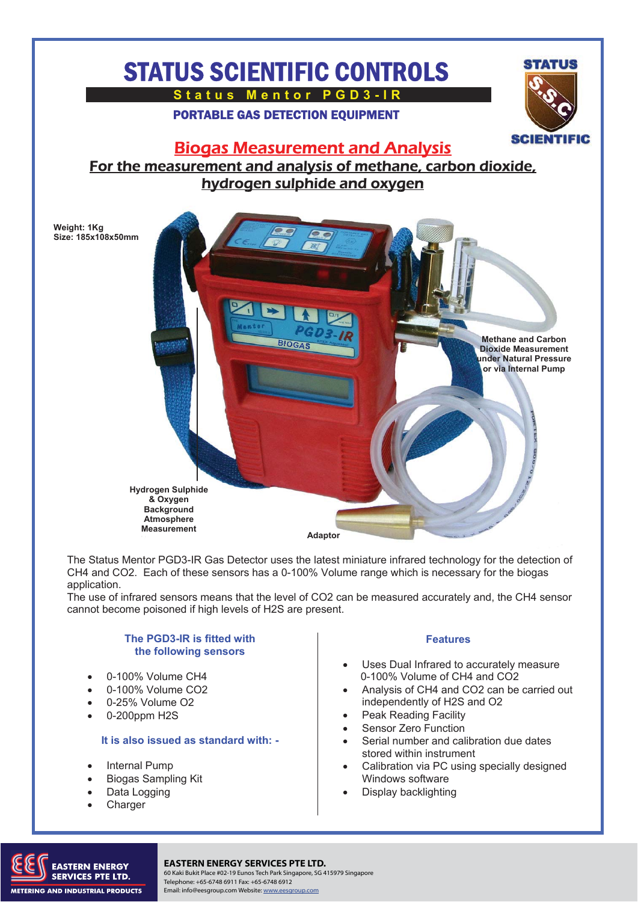# STATUS SCIENTIFIC CONTROLS

**Status Mentor PGD3-IR**

**PORTABLE GAS DETECTION EQUIPMENT**

STATUS S.S.C SCIENTIFIC

## Biogas Measurement and Analysis

### For the measurement and analysis of methane, carbon dioxide, hydrogen sulphide and oxygen

**Weight: 1Kg**
**Size: 185x108x50mm**

**Methane and Carbon Dioxide Measurement under Natural Pressure or via Internal Pump**

**Hydrogen Sulphide & Oxygen Background Atmosphere Measurement**

**Adaptor**

The Status Mentor PGD3-IR Gas Detector uses the latest miniature infrared technology for the detection of $CH_4$ and $CO_2$. Each of these sensors has a 0-100% Volume range which is necessary for the biogas application.
The use of infrared sensors means that the level of $CO_2$ can be measured accurately and, the $CH_4$ sensor cannot become poisoned if high levels of $H_2S$ are present.

**The PGD3-IR is fitted with the following sensors**

- 0-100% Volume $CH_4$
- 0-100% Volume $CO_2$
- 0-25% Volume $O_2$
- 0-200ppm $H_2S$

**It is also issued as standard with: -**

- Internal Pump
- Biogas Sampling Kit
- Data Logging
- Charger

**Features**

- Uses Dual Infrared to accurately measure 0-100% Volume of $CH_4$ and $CO_2$
- Analysis of $CH_4$ and $CO_2$ can be carried out independently of $H_2S$ and $O_2$
- Peak Reading Facility
- Sensor Zero Function
- Serial number and calibration due dates stored within instrument
- Calibration via PC using specially designed Windows software
- Display backlighting

EASTERN ENERGY SERVICES PTE LTD. — METERING AND INDUSTRIAL PRODUCTS

**EASTERN ENERGY SERVICES PTE LTD.**
60 Kaki Bukit Place #02-19 Eunos Tech Park Singapore, SG 415979 Singapore
Telephone: +65-6748 6911 Fax: +65-6748 6912
Email: info@eesgroup.com Website: www.eesgroup.com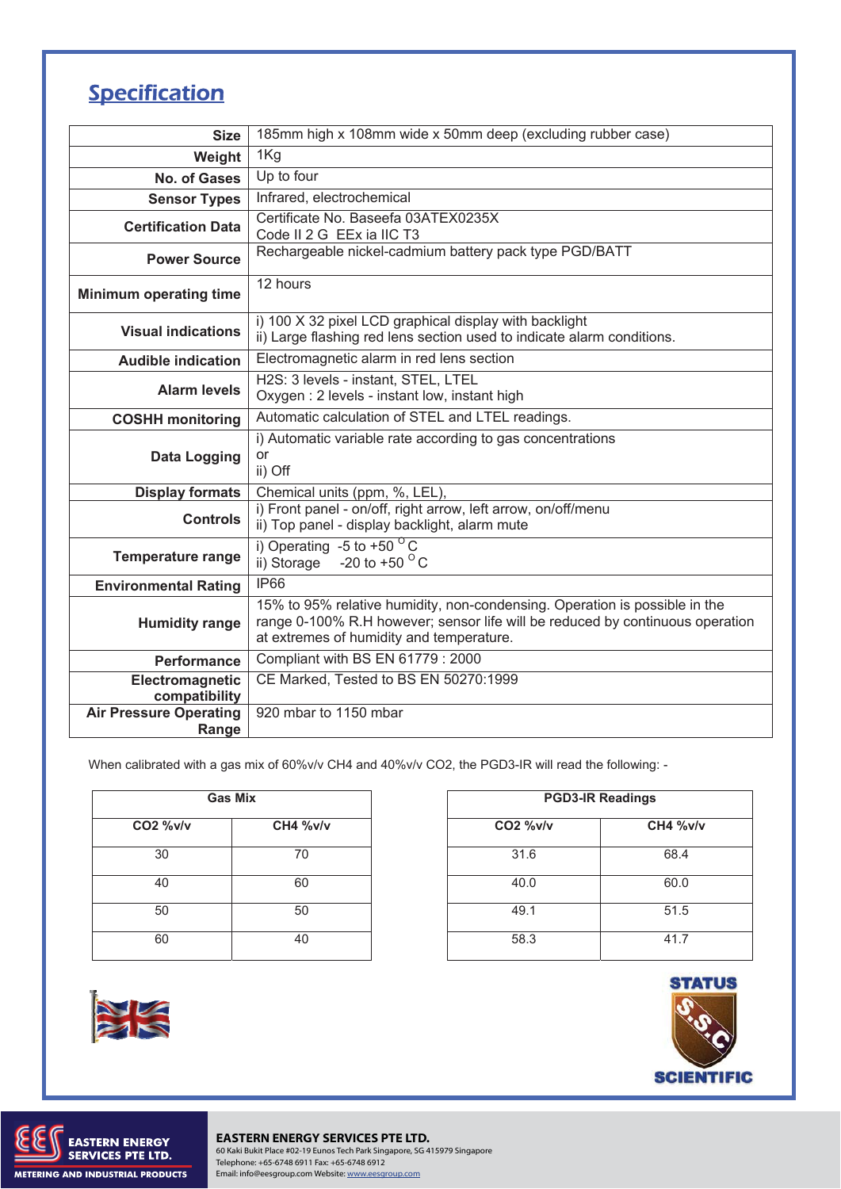## Specification

| | |
|---|---|
| **Size** | 185mm high x 108mm wide x 50mm deep (excluding rubber case) |
| **Weight** | 1Kg |
| **No. of Gases** | Up to four |
| **Sensor Types** | Infrared, electrochemical |
| **Certification Data** | Certificate No. Baseefa 03ATEX0235X<br>Code II 2 G EEx ia IIC T3 |
| **Power Source** | Rechargeable nickel-cadmium battery pack type PGD/BATT |
| **Minimum operating time** | 12 hours |
| **Visual indications** | i) 100 X 32 pixel LCD graphical display with backlight<br>ii) Large flashing red lens section used to indicate alarm conditions. |
| **Audible indication** | Electromagnetic alarm in red lens section |
| **Alarm levels** | $H_2S$: 3 levels - instant, STEL, LTEL<br>Oxygen : 2 levels - instant low, instant high |
| **COSHH monitoring** | Automatic calculation of STEL and LTEL readings. |
| **Data Logging** | i) Automatic variable rate according to gas concentrations<br>or<br>ii) Off |
| **Display formats** | Chemical units (ppm, %, LEL), |
| **Controls** | i) Front panel - on/off, right arrow, left arrow, on/off/menu<br>ii) Top panel - display backlight, alarm mute |
| **Temperature range** | i) Operating -5 to +50 $^{O}C$<br>ii) Storage -20 to +50 $^{O}C$ |
| **Environmental Rating** | IP66 |
| **Humidity range** | 15% to 95% relative humidity, non-condensing. Operation is possible in the range 0-100% R.H however; sensor life will be reduced by continuous operation at extremes of humidity and temperature. |
| **Performance** | Compliant with BS EN 61779 : 2000 |
| **Electromagnetic compatibility** | CE Marked, Tested to BS EN 50270:1999 |
| **Air Pressure Operating Range** | 920 mbar to 1150 mbar |

When calibrated with a gas mix of 60%v/v $CH_4$ and 40%v/v $CO_2$, the PGD3-IR will read the following: -

| Gas Mix | |
|---|---|
| $CO_2$ %v/v | $CH_4$ %v/v |
| 30 | 70 |
| 40 | 60 |
| 50 | 50 |
| 60 | 40 |

| PGD3-IR Readings | |
|---|---|
| $CO_2$ %v/v | $CH_4$ %v/v |
| 31.6 | 68.4 |
| 40.0 | 60.0 |
| 49.1 | 51.5 |
| 58.3 | 41.7 |

STATUS S.S.C SCIENTIFIC

EASTERN ENERGY SERVICES PTE LTD.
METERING AND INDUSTRIAL PRODUCTS

**EASTERN ENERGY SERVICES PTE LTD.**
60 Kaki Bukit Place #02-19 Eunos Tech Park Singapore, SG 415979 Singapore
Telephone: +65-6748 6911 Fax: +65-6748 6912
Email: info@eesgroup.com Website: www.eesgroup.com